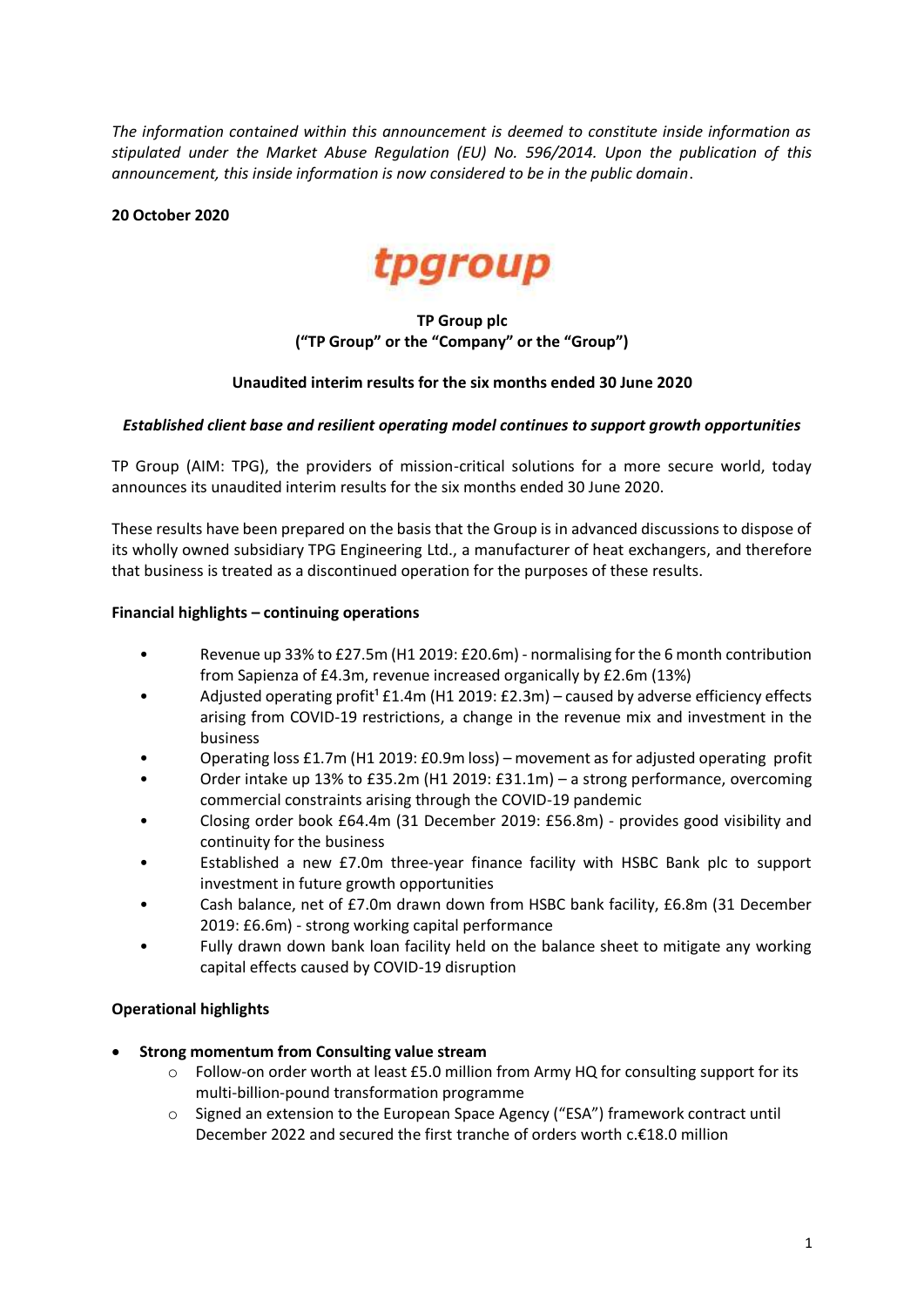*The information contained within this announcement is deemed to constitute inside information as stipulated under the Market Abuse Regulation (EU) No. 596/2014. Upon the publication of this announcement, this inside information is now considered to be in the public domain.*

**20 October 2020**

tpgroup

**TP Group plc**
**("TP Group" or the "Company" or the "Group")**

**Unaudited interim results for the six months ended 30 June 2020**

***Established client base and resilient operating model continues to support growth opportunities***

TP Group (AIM: TPG), the providers of mission-critical solutions for a more secure world, today announces its unaudited interim results for the six months ended 30 June 2020.

These results have been prepared on the basis that the Group is in advanced discussions to dispose of its wholly owned subsidiary TPG Engineering Ltd., a manufacturer of heat exchangers, and therefore that business is treated as a discontinued operation for the purposes of these results.

**Financial highlights – continuing operations**

- Revenue up 33% to £27.5m (H1 2019: £20.6m) - normalising for the 6 month contribution from Sapienza of £4.3m, revenue increased organically by £2.6m (13%)
- Adjusted operating profit[1] £1.4m (H1 2019: £2.3m) – caused by adverse efficiency effects arising from COVID-19 restrictions, a change in the revenue mix and investment in the business
- Operating loss £1.7m (H1 2019: £0.9m loss) – movement as for adjusted operating profit
- Order intake up 13% to £35.2m (H1 2019: £31.1m) – a strong performance, overcoming commercial constraints arising through the COVID-19 pandemic
- Closing order book £64.4m (31 December 2019: £56.8m) - provides good visibility and continuity for the business
- Established a new £7.0m three-year finance facility with HSBC Bank plc to support investment in future growth opportunities
- Cash balance, net of £7.0m drawn down from HSBC bank facility, £6.8m (31 December 2019: £6.6m) - strong working capital performance
- Fully drawn down bank loan facility held on the balance sheet to mitigate any working capital effects caused by COVID-19 disruption

**Operational highlights**

- **Strong momentum from Consulting value stream**
  - Follow-on order worth at least £5.0 million from Army HQ for consulting support for its multi-billion-pound transformation programme
  - Signed an extension to the European Space Agency ("ESA") framework contract until December 2022 and secured the first tranche of orders worth c.€18.0 million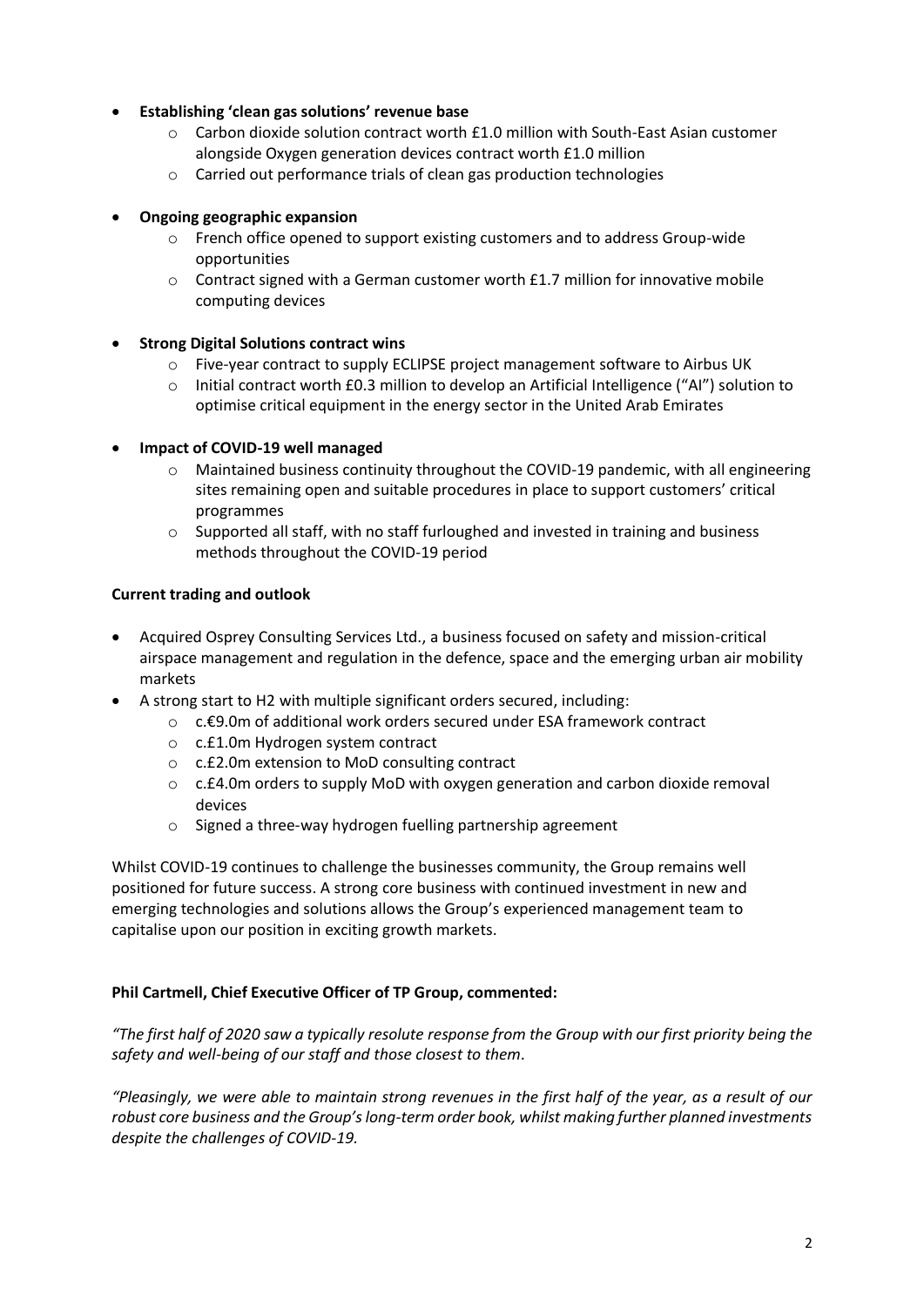- **Establishing 'clean gas solutions' revenue base**
    - Carbon dioxide solution contract worth £1.0 million with South-East Asian customer alongside Oxygen generation devices contract worth £1.0 million
    - Carried out performance trials of clean gas production technologies
- **Ongoing geographic expansion**
    - French office opened to support existing customers and to address Group-wide opportunities
    - Contract signed with a German customer worth £1.7 million for innovative mobile computing devices
- **Strong Digital Solutions contract wins**
    - Five-year contract to supply ECLIPSE project management software to Airbus UK
    - Initial contract worth £0.3 million to develop an Artificial Intelligence ("AI") solution to optimise critical equipment in the energy sector in the United Arab Emirates
- **Impact of COVID-19 well managed**
    - Maintained business continuity throughout the COVID-19 pandemic, with all engineering sites remaining open and suitable procedures in place to support customers' critical programmes
    - Supported all staff, with no staff furloughed and invested in training and business methods throughout the COVID-19 period

**Current trading and outlook**

- Acquired Osprey Consulting Services Ltd., a business focused on safety and mission-critical airspace management and regulation in the defence, space and the emerging urban air mobility markets
- A strong start to H2 with multiple significant orders secured, including:
    - c.€9.0m of additional work orders secured under ESA framework contract
    - c.£1.0m Hydrogen system contract
    - c.£2.0m extension to MoD consulting contract
    - c.£4.0m orders to supply MoD with oxygen generation and carbon dioxide removal devices
    - Signed a three-way hydrogen fuelling partnership agreement

Whilst COVID-19 continues to challenge the businesses community, the Group remains well positioned for future success. A strong core business with continued investment in new and emerging technologies and solutions allows the Group's experienced management team to capitalise upon our position in exciting growth markets.

**Phil Cartmell, Chief Executive Officer of TP Group, commented:**

*"The first half of 2020 saw a typically resolute response from the Group with our first priority being the safety and well-being of our staff and those closest to them.*

*"Pleasingly, we were able to maintain strong revenues in the first half of the year, as a result of our robust core business and the Group's long-term order book, whilst making further planned investments despite the challenges of COVID-19.*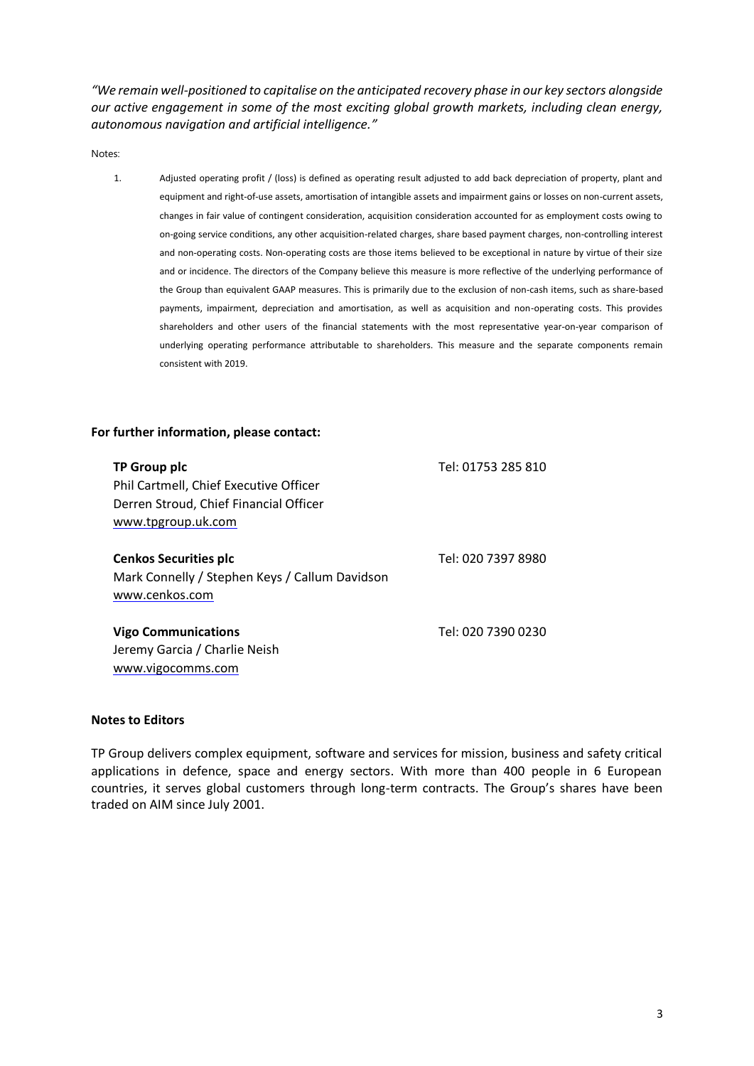*"We remain well-positioned to capitalise on the anticipated recovery phase in our key sectors alongside our active engagement in some of the most exciting global growth markets, including clean energy, autonomous navigation and artificial intelligence."*

Notes:

1. Adjusted operating profit / (loss) is defined as operating result adjusted to add back depreciation of property, plant and equipment and right-of-use assets, amortisation of intangible assets and impairment gains or losses on non-current assets, changes in fair value of contingent consideration, acquisition consideration accounted for as employment costs owing to on-going service conditions, any other acquisition-related charges, share based payment charges, non-controlling interest and non-operating costs. Non-operating costs are those items believed to be exceptional in nature by virtue of their size and or incidence. The directors of the Company believe this measure is more reflective of the underlying performance of the Group than equivalent GAAP measures. This is primarily due to the exclusion of non-cash items, such as share-based payments, impairment, depreciation and amortisation, as well as acquisition and non-operating costs. This provides shareholders and other users of the financial statements with the most representative year-on-year comparison of underlying operating performance attributable to shareholders. This measure and the separate components remain consistent with 2019.

**For further information, please contact:**

**TP Group plc** — Tel: 01753 285 810
Phil Cartmell, Chief Executive Officer
Derren Stroud, Chief Financial Officer
www.tpgroup.uk.com

**Cenkos Securities plc** — Tel: 020 7397 8980
Mark Connelly / Stephen Keys / Callum Davidson
www.cenkos.com

**Vigo Communications** — Tel: 020 7390 0230
Jeremy Garcia / Charlie Neish
www.vigocomms.com

**Notes to Editors**

TP Group delivers complex equipment, software and services for mission, business and safety critical applications in defence, space and energy sectors. With more than 400 people in 6 European countries, it serves global customers through long-term contracts. The Group's shares have been traded on AIM since July 2001.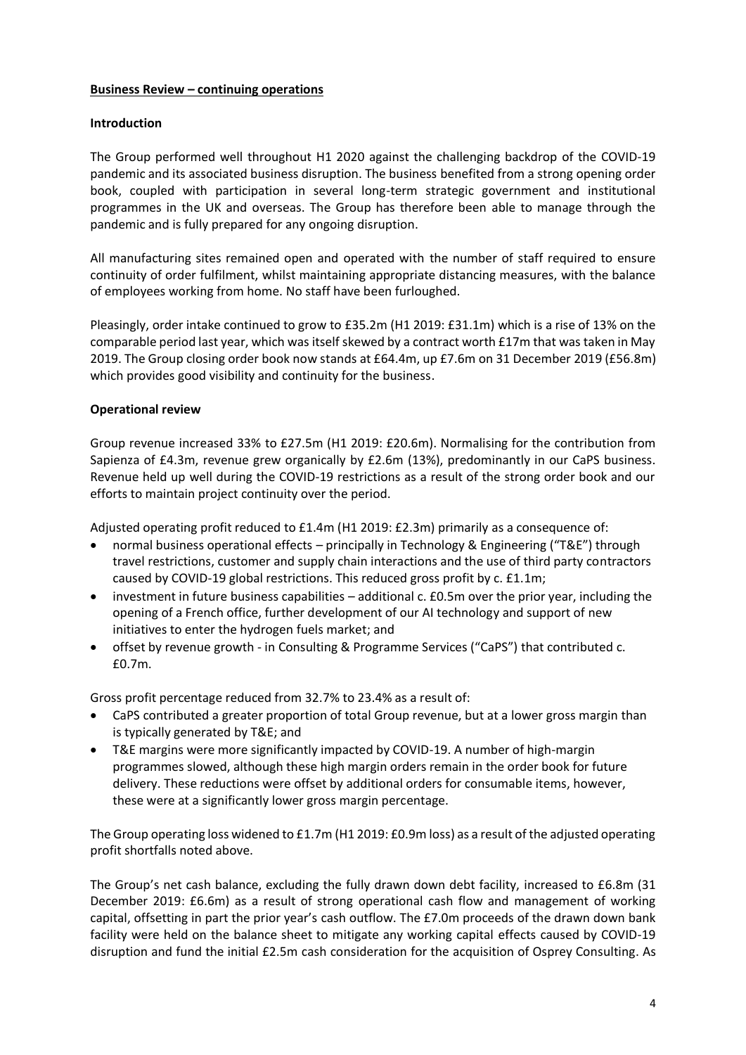## Business Review – continuing operations

### Introduction

The Group performed well throughout H1 2020 against the challenging backdrop of the COVID-19 pandemic and its associated business disruption. The business benefited from a strong opening order book, coupled with participation in several long-term strategic government and institutional programmes in the UK and overseas. The Group has therefore been able to manage through the pandemic and is fully prepared for any ongoing disruption.

All manufacturing sites remained open and operated with the number of staff required to ensure continuity of order fulfilment, whilst maintaining appropriate distancing measures, with the balance of employees working from home. No staff have been furloughed.

Pleasingly, order intake continued to grow to £35.2m (H1 2019: £31.1m) which is a rise of 13% on the comparable period last year, which was itself skewed by a contract worth £17m that was taken in May 2019. The Group closing order book now stands at £64.4m, up £7.6m on 31 December 2019 (£56.8m) which provides good visibility and continuity for the business.

### Operational review

Group revenue increased 33% to £27.5m (H1 2019: £20.6m). Normalising for the contribution from Sapienza of £4.3m, revenue grew organically by £2.6m (13%), predominantly in our CaPS business. Revenue held up well during the COVID-19 restrictions as a result of the strong order book and our efforts to maintain project continuity over the period.

Adjusted operating profit reduced to £1.4m (H1 2019: £2.3m) primarily as a consequence of:

- normal business operational effects – principally in Technology & Engineering ("T&E") through travel restrictions, customer and supply chain interactions and the use of third party contractors caused by COVID-19 global restrictions. This reduced gross profit by c. £1.1m;
- investment in future business capabilities – additional c. £0.5m over the prior year, including the opening of a French office, further development of our AI technology and support of new initiatives to enter the hydrogen fuels market; and
- offset by revenue growth - in Consulting & Programme Services ("CaPS") that contributed c. £0.7m.

Gross profit percentage reduced from 32.7% to 23.4% as a result of:

- CaPS contributed a greater proportion of total Group revenue, but at a lower gross margin than is typically generated by T&E; and
- T&E margins were more significantly impacted by COVID-19. A number of high-margin programmes slowed, although these high margin orders remain in the order book for future delivery. These reductions were offset by additional orders for consumable items, however, these were at a significantly lower gross margin percentage.

The Group operating loss widened to £1.7m (H1 2019: £0.9m loss) as a result of the adjusted operating profit shortfalls noted above.

The Group's net cash balance, excluding the fully drawn down debt facility, increased to £6.8m (31 December 2019: £6.6m) as a result of strong operational cash flow and management of working capital, offsetting in part the prior year's cash outflow. The £7.0m proceeds of the drawn down bank facility were held on the balance sheet to mitigate any working capital effects caused by COVID-19 disruption and fund the initial £2.5m cash consideration for the acquisition of Osprey Consulting. As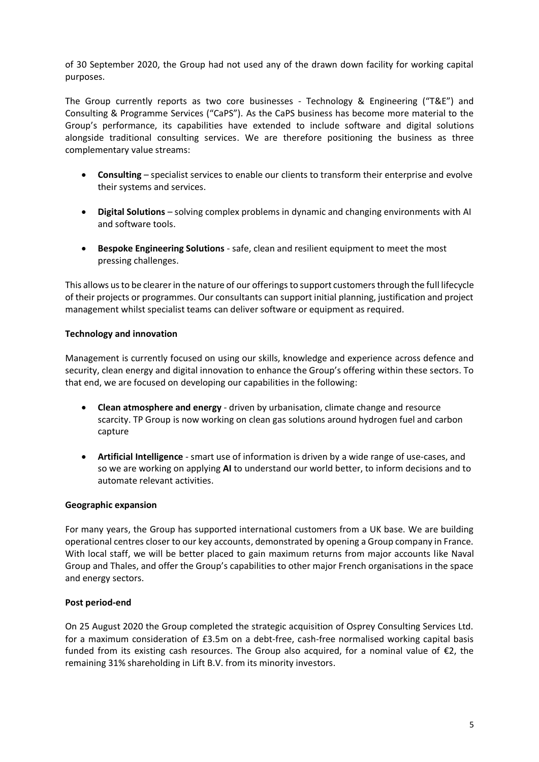of 30 September 2020, the Group had not used any of the drawn down facility for working capital purposes.

The Group currently reports as two core businesses - Technology & Engineering ("T&E") and Consulting & Programme Services ("CaPS"). As the CaPS business has become more material to the Group's performance, its capabilities have extended to include software and digital solutions alongside traditional consulting services. We are therefore positioning the business as three complementary value streams:

- **Consulting** – specialist services to enable our clients to transform their enterprise and evolve their systems and services.
- **Digital Solutions** – solving complex problems in dynamic and changing environments with AI and software tools.
- **Bespoke Engineering Solutions** - safe, clean and resilient equipment to meet the most pressing challenges.

This allows us to be clearer in the nature of our offerings to support customers through the full lifecycle of their projects or programmes. Our consultants can support initial planning, justification and project management whilst specialist teams can deliver software or equipment as required.

**Technology and innovation**

Management is currently focused on using our skills, knowledge and experience across defence and security, clean energy and digital innovation to enhance the Group's offering within these sectors. To that end, we are focused on developing our capabilities in the following:

- **Clean atmosphere and energy** - driven by urbanisation, climate change and resource scarcity. TP Group is now working on clean gas solutions around hydrogen fuel and carbon capture
- **Artificial Intelligence** - smart use of information is driven by a wide range of use-cases, and so we are working on applying **AI** to understand our world better, to inform decisions and to automate relevant activities.

**Geographic expansion**

For many years, the Group has supported international customers from a UK base. We are building operational centres closer to our key accounts, demonstrated by opening a Group company in France. With local staff, we will be better placed to gain maximum returns from major accounts like Naval Group and Thales, and offer the Group's capabilities to other major French organisations in the space and energy sectors.

**Post period-end**

On 25 August 2020 the Group completed the strategic acquisition of Osprey Consulting Services Ltd. for a maximum consideration of £3.5m on a debt-free, cash-free normalised working capital basis funded from its existing cash resources. The Group also acquired, for a nominal value of €2, the remaining 31% shareholding in Lift B.V. from its minority investors.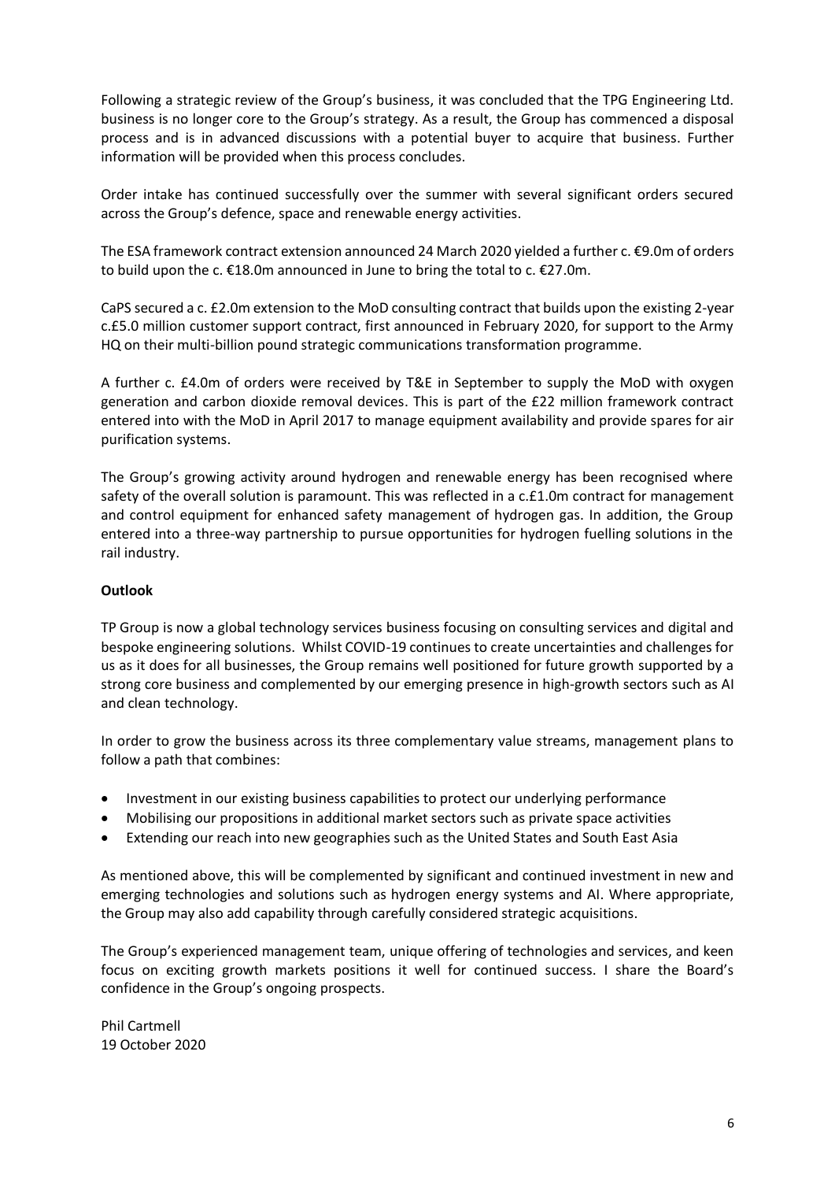Following a strategic review of the Group's business, it was concluded that the TPG Engineering Ltd. business is no longer core to the Group's strategy. As a result, the Group has commenced a disposal process and is in advanced discussions with a potential buyer to acquire that business. Further information will be provided when this process concludes.

Order intake has continued successfully over the summer with several significant orders secured across the Group's defence, space and renewable energy activities.

The ESA framework contract extension announced 24 March 2020 yielded a further c. €9.0m of orders to build upon the c. €18.0m announced in June to bring the total to c. €27.0m.

CaPS secured a c. £2.0m extension to the MoD consulting contract that builds upon the existing 2-year c.£5.0 million customer support contract, first announced in February 2020, for support to the Army HQ on their multi-billion pound strategic communications transformation programme.

A further c. £4.0m of orders were received by T&E in September to supply the MoD with oxygen generation and carbon dioxide removal devices. This is part of the £22 million framework contract entered into with the MoD in April 2017 to manage equipment availability and provide spares for air purification systems.

The Group's growing activity around hydrogen and renewable energy has been recognised where safety of the overall solution is paramount. This was reflected in a c.£1.0m contract for management and control equipment for enhanced safety management of hydrogen gas. In addition, the Group entered into a three-way partnership to pursue opportunities for hydrogen fuelling solutions in the rail industry.

**Outlook**

TP Group is now a global technology services business focusing on consulting services and digital and bespoke engineering solutions. Whilst COVID-19 continues to create uncertainties and challenges for us as it does for all businesses, the Group remains well positioned for future growth supported by a strong core business and complemented by our emerging presence in high-growth sectors such as AI and clean technology.

In order to grow the business across its three complementary value streams, management plans to follow a path that combines:

- Investment in our existing business capabilities to protect our underlying performance
- Mobilising our propositions in additional market sectors such as private space activities
- Extending our reach into new geographies such as the United States and South East Asia

As mentioned above, this will be complemented by significant and continued investment in new and emerging technologies and solutions such as hydrogen energy systems and AI. Where appropriate, the Group may also add capability through carefully considered strategic acquisitions.

The Group's experienced management team, unique offering of technologies and services, and keen focus on exciting growth markets positions it well for continued success. I share the Board's confidence in the Group's ongoing prospects.

Phil Cartmell
19 October 2020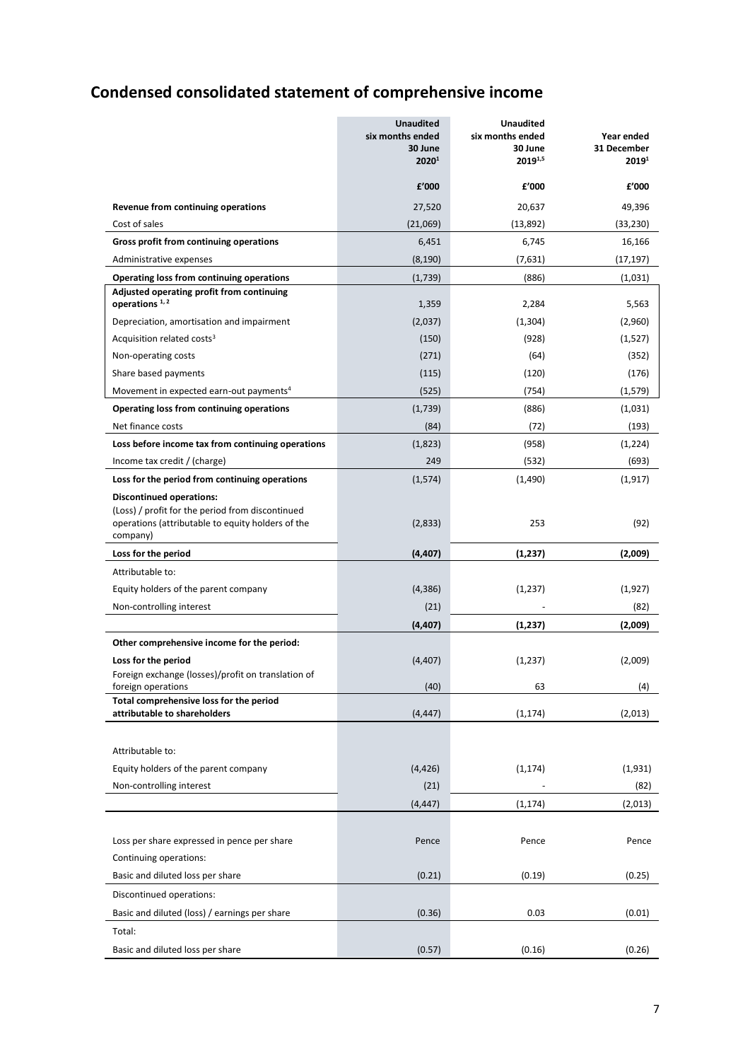# Condensed consolidated statement of comprehensive income

| | Unaudited six months ended 30 June 2020[1] | Unaudited six months ended 30 June 2019[1,5] | Year ended 31 December 2019[1] |
|---|---|---|---|
| | £'000 | £'000 | £'000 |
| **Revenue from continuing operations** | 27,520 | 20,637 | 49,396 |
| Cost of sales | (21,069) | (13,892) | (33,230) |
| **Gross profit from continuing operations** | 6,451 | 6,745 | 16,166 |
| Administrative expenses | (8,190) | (7,631) | (17,197) |
| **Operating loss from continuing operations** | (1,739) | (886) | (1,031) |
| **Adjusted operating profit from continuing operations** [1, 2] | 1,359 | 2,284 | 5,563 |
| Depreciation, amortisation and impairment | (2,037) | (1,304) | (2,960) |
| Acquisition related costs[3] | (150) | (928) | (1,527) |
| Non-operating costs | (271) | (64) | (352) |
| Share based payments | (115) | (120) | (176) |
| Movement in expected earn-out payments[4] | (525) | (754) | (1,579) |
| **Operating loss from continuing operations** | (1,739) | (886) | (1,031) |
| Net finance costs | (84) | (72) | (193) |
| **Loss before income tax from continuing operations** | (1,823) | (958) | (1,224) |
| Income tax credit / (charge) | 249 | (532) | (693) |
| **Loss for the period from continuing operations** | (1,574) | (1,490) | (1,917) |
| **Discontinued operations:** (Loss) / profit for the period from discontinued operations (attributable to equity holders of the company) | (2,833) | 253 | (92) |
| **Loss for the period** | **(4,407)** | **(1,237)** | **(2,009)** |
| Attributable to: | | | |
| Equity holders of the parent company | (4,386) | (1,237) | (1,927) |
| Non-controlling interest | (21) | - | (82) |
| | **(4,407)** | **(1,237)** | **(2,009)** |
| **Other comprehensive income for the period:** | | | |
| **Loss for the period** | (4,407) | (1,237) | (2,009) |
| Foreign exchange (losses)/profit on translation of foreign operations | (40) | 63 | (4) |
| **Total comprehensive loss for the period attributable to shareholders** | (4,447) | (1,174) | (2,013) |
| Attributable to: | | | |
| Equity holders of the parent company | (4,426) | (1,174) | (1,931) |
| Non-controlling interest | (21) | - | (82) |
| | (4,447) | (1,174) | (2,013) |
| Loss per share expressed in pence per share | Pence | Pence | Pence |
| Continuing operations: | | | |
| Basic and diluted loss per share | (0.21) | (0.19) | (0.25) |
| Discontinued operations: | | | |
| Basic and diluted (loss) / earnings per share | (0.36) | 0.03 | (0.01) |
| Total: | | | |
| Basic and diluted loss per share | (0.57) | (0.16) | (0.26) |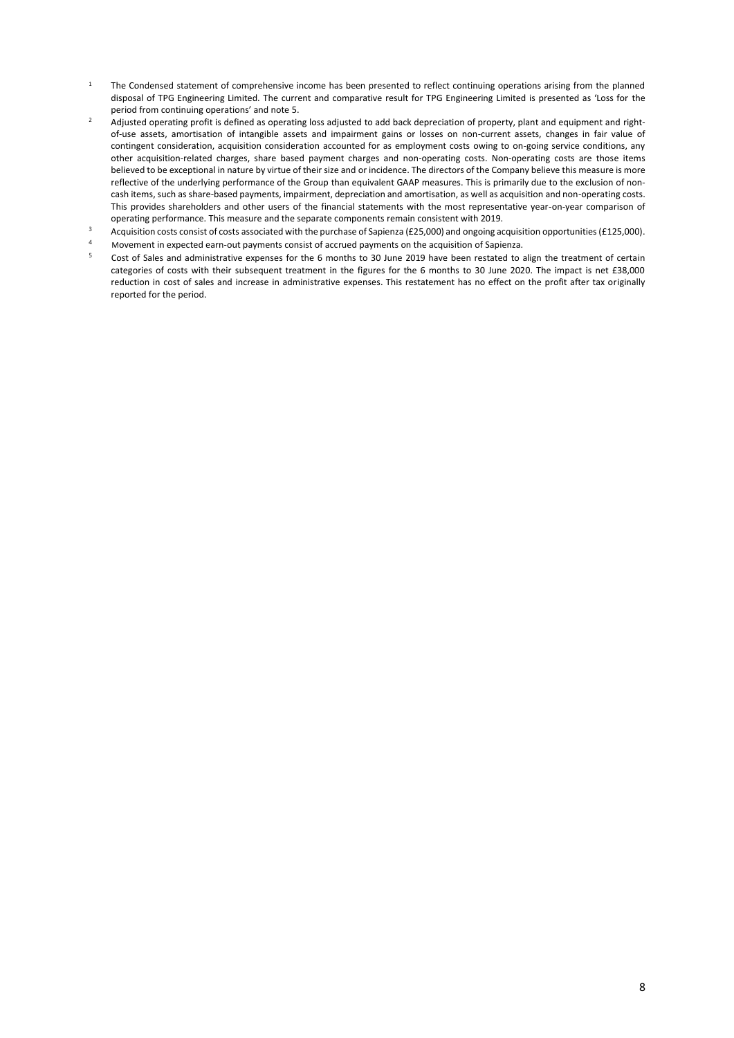1. The Condensed statement of comprehensive income has been presented to reflect continuing operations arising from the planned disposal of TPG Engineering Limited. The current and comparative result for TPG Engineering Limited is presented as 'Loss for the period from continuing operations' and note 5.
2. Adjusted operating profit is defined as operating loss adjusted to add back depreciation of property, plant and equipment and right-of-use assets, amortisation of intangible assets and impairment gains or losses on non-current assets, changes in fair value of contingent consideration, acquisition consideration accounted for as employment costs owing to on-going service conditions, any other acquisition-related charges, share based payment charges and non-operating costs. Non-operating costs are those items believed to be exceptional in nature by virtue of their size and or incidence. The directors of the Company believe this measure is more reflective of the underlying performance of the Group than equivalent GAAP measures. This is primarily due to the exclusion of non-cash items, such as share-based payments, impairment, depreciation and amortisation, as well as acquisition and non-operating costs. This provides shareholders and other users of the financial statements with the most representative year-on-year comparison of operating performance. This measure and the separate components remain consistent with 2019.
3. Acquisition costs consist of costs associated with the purchase of Sapienza (£25,000) and ongoing acquisition opportunities (£125,000).
4. Movement in expected earn-out payments consist of accrued payments on the acquisition of Sapienza.
5. Cost of Sales and administrative expenses for the 6 months to 30 June 2019 have been restated to align the treatment of certain categories of costs with their subsequent treatment in the figures for the 6 months to 30 June 2020. The impact is net £38,000 reduction in cost of sales and increase in administrative expenses. This restatement has no effect on the profit after tax originally reported for the period.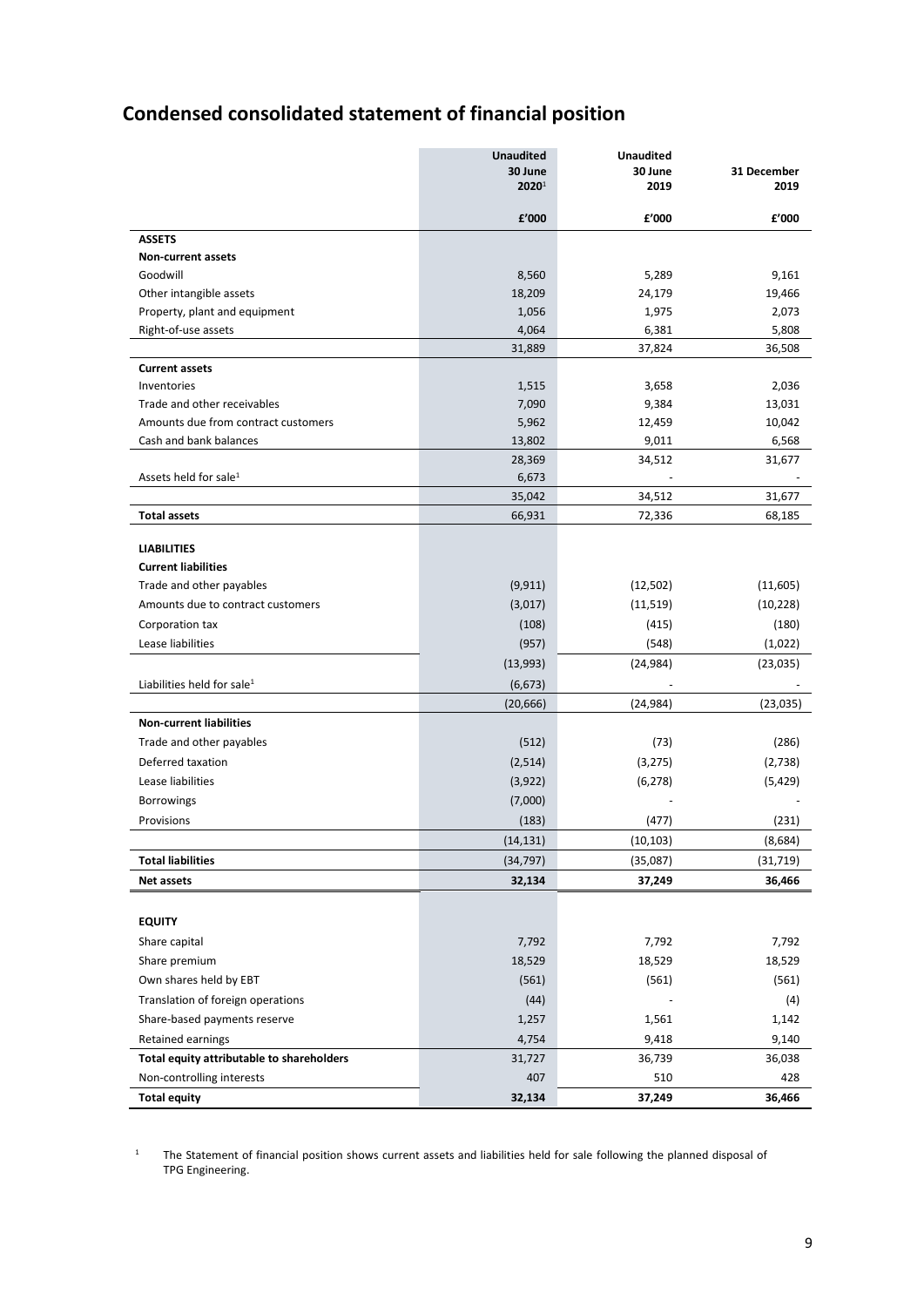# Condensed consolidated statement of financial position

| | Unaudited 30 June 2020[1] | Unaudited 30 June 2019 | 31 December 2019 |
|---|---|---|---|
| | £'000 | £'000 | £'000 |
| **ASSETS** | | | |
| **Non-current assets** | | | |
| Goodwill | 8,560 | 5,289 | 9,161 |
| Other intangible assets | 18,209 | 24,179 | 19,466 |
| Property, plant and equipment | 1,056 | 1,975 | 2,073 |
| Right-of-use assets | 4,064 | 6,381 | 5,808 |
| | 31,889 | 37,824 | 36,508 |
| **Current assets** | | | |
| Inventories | 1,515 | 3,658 | 2,036 |
| Trade and other receivables | 7,090 | 9,384 | 13,031 |
| Amounts due from contract customers | 5,962 | 12,459 | 10,042 |
| Cash and bank balances | 13,802 | 9,011 | 6,568 |
| | 28,369 | 34,512 | 31,677 |
| Assets held for sale[1] | 6,673 | - | - |
| | 35,042 | 34,512 | 31,677 |
| **Total assets** | 66,931 | 72,336 | 68,185 |
| | | | |
| **LIABILITIES** | | | |
| **Current liabilities** | | | |
| Trade and other payables | (9,911) | (12,502) | (11,605) |
| Amounts due to contract customers | (3,017) | (11,519) | (10,228) |
| Corporation tax | (108) | (415) | (180) |
| Lease liabilities | (957) | (548) | (1,022) |
| | (13,993) | (24,984) | (23,035) |
| Liabilities held for sale[1] | (6,673) | - | - |
| | (20,666) | (24,984) | (23,035) |
| **Non-current liabilities** | | | |
| Trade and other payables | (512) | (73) | (286) |
| Deferred taxation | (2,514) | (3,275) | (2,738) |
| Lease liabilities | (3,922) | (6,278) | (5,429) |
| Borrowings | (7,000) | - | - |
| Provisions | (183) | (477) | (231) |
| | (14,131) | (10,103) | (8,684) |
| **Total liabilities** | (34,797) | (35,087) | (31,719) |
| **Net assets** | **32,134** | **37,249** | **36,466** |
| | | | |
| **EQUITY** | | | |
| Share capital | 7,792 | 7,792 | 7,792 |
| Share premium | 18,529 | 18,529 | 18,529 |
| Own shares held by EBT | (561) | (561) | (561) |
| Translation of foreign operations | (44) | - | (4) |
| Share-based payments reserve | 1,257 | 1,561 | 1,142 |
| Retained earnings | 4,754 | 9,418 | 9,140 |
| **Total equity attributable to shareholders** | 31,727 | 36,739 | 36,038 |
| Non-controlling interests | 407 | 510 | 428 |
| **Total equity** | **32,134** | **37,249** | **36,466** |

[1] The Statement of financial position shows current assets and liabilities held for sale following the planned disposal of TPG Engineering.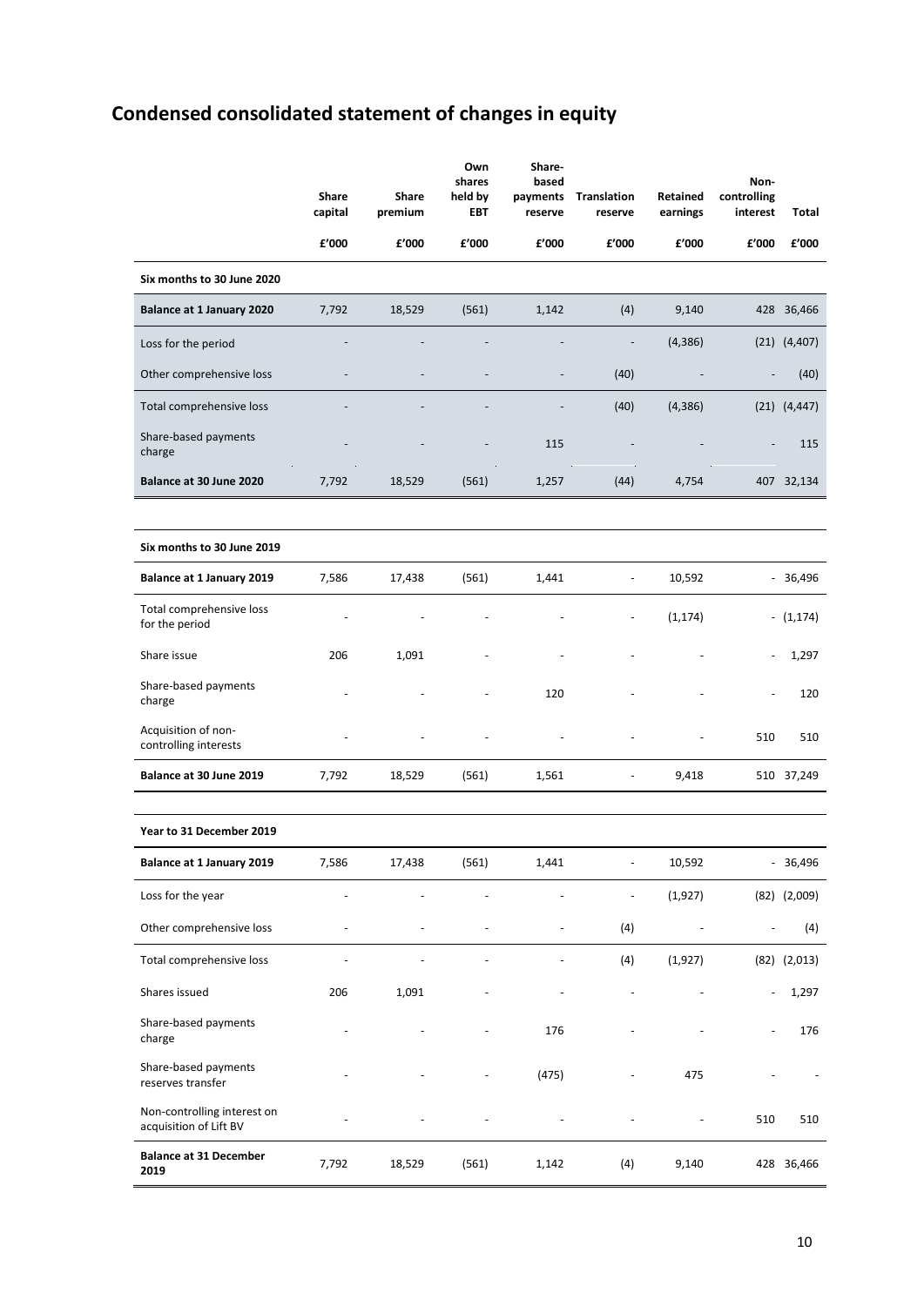# Condensed consolidated statement of changes in equity

| | Share capital | Share premium | Own shares held by EBT | Share-based payments reserve | Translation reserve | Retained earnings | Non-controlling interest | Total |
|---|---|---|---|---|---|---|---|---|
| | £'000 | £'000 | £'000 | £'000 | £'000 | £'000 | £'000 | £'000 |
| **Six months to 30 June 2020** | | | | | | | | |
| **Balance at 1 January 2020** | 7,792 | 18,529 | (561) | 1,142 | (4) | 9,140 | 428 | 36,466 |
| Loss for the period | - | - | - | - | - | (4,386) | (21) | (4,407) |
| Other comprehensive loss | - | - | - | - | (40) | - | - | (40) |
| Total comprehensive loss | - | - | - | - | (40) | (4,386) | (21) | (4,447) |
| Share-based payments charge | - | - | - | 115 | - | - | - | 115 |
| **Balance at 30 June 2020** | 7,792 | 18,529 | (561) | 1,257 | (44) | 4,754 | 407 | 32,134 |
| | | | | | | | | |
| **Six months to 30 June 2019** | | | | | | | | |
| **Balance at 1 January 2019** | 7,586 | 17,438 | (561) | 1,441 | - | 10,592 | - | 36,496 |
| Total comprehensive loss for the period | - | - | - | - | - | (1,174) | - | (1,174) |
| Share issue | 206 | 1,091 | - | - | - | - | - | 1,297 |
| Share-based payments charge | - | - | - | 120 | - | - | - | 120 |
| Acquisition of non-controlling interests | - | - | - | - | - | - | 510 | 510 |
| **Balance at 30 June 2019** | 7,792 | 18,529 | (561) | 1,561 | - | 9,418 | 510 | 37,249 |
| | | | | | | | | |
| **Year to 31 December 2019** | | | | | | | | |
| **Balance at 1 January 2019** | 7,586 | 17,438 | (561) | 1,441 | - | 10,592 | - | 36,496 |
| Loss for the year | - | - | - | - | - | (1,927) | (82) | (2,009) |
| Other comprehensive loss | - | - | - | - | (4) | - | - | (4) |
| Total comprehensive loss | - | - | - | - | (4) | (1,927) | (82) | (2,013) |
| Shares issued | 206 | 1,091 | - | - | - | - | - | 1,297 |
| Share-based payments charge | - | - | - | 176 | - | - | - | 176 |
| Share-based payments reserves transfer | - | - | - | (475) | - | 475 | - | - |
| Non-controlling interest on acquisition of Lift BV | - | - | - | - | - | - | 510 | 510 |
| **Balance at 31 December 2019** | 7,792 | 18,529 | (561) | 1,142 | (4) | 9,140 | 428 | 36,466 |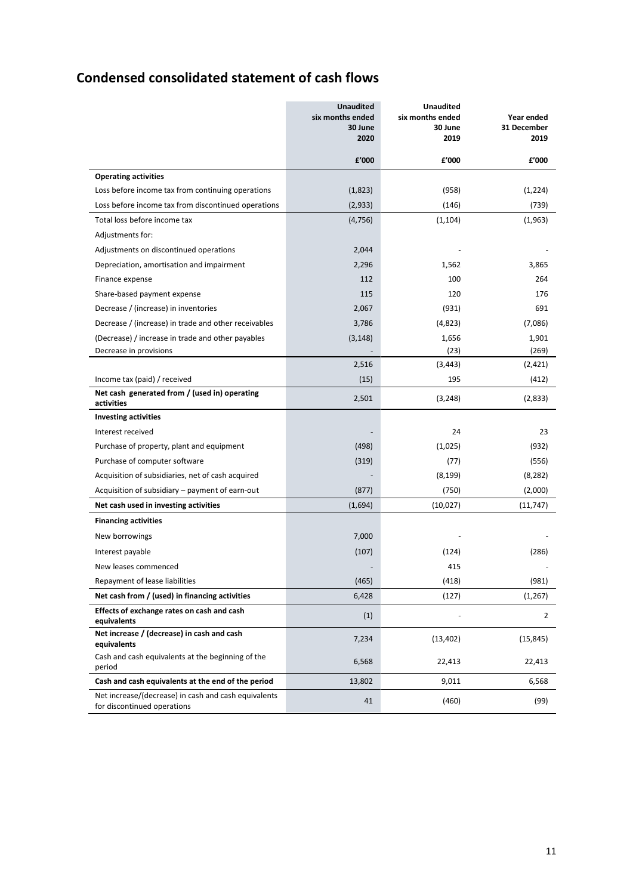## Condensed consolidated statement of cash flows

| | Unaudited six months ended 30 June 2020 | Unaudited six months ended 30 June 2019 | Year ended 31 December 2019 |
|---|---|---|---|
| | £'000 | £'000 | £'000 |
| **Operating activities** | | | |
| Loss before income tax from continuing operations | (1,823) | (958) | (1,224) |
| Loss before income tax from discontinued operations | (2,933) | (146) | (739) |
| Total loss before income tax | (4,756) | (1,104) | (1,963) |
| Adjustments for: | | | |
| Adjustments on discontinued operations | 2,044 | - | - |
| Depreciation, amortisation and impairment | 2,296 | 1,562 | 3,865 |
| Finance expense | 112 | 100 | 264 |
| Share-based payment expense | 115 | 120 | 176 |
| Decrease / (increase) in inventories | 2,067 | (931) | 691 |
| Decrease / (increase) in trade and other receivables | 3,786 | (4,823) | (7,086) |
| (Decrease) / increase in trade and other payables | (3,148) | 1,656 | 1,901 |
| Decrease in provisions | - | (23) | (269) |
| | 2,516 | (3,443) | (2,421) |
| Income tax (paid) / received | (15) | 195 | (412) |
| **Net cash generated from / (used in) operating activities** | 2,501 | (3,248) | (2,833) |
| **Investing activities** | | | |
| Interest received | - | 24 | 23 |
| Purchase of property, plant and equipment | (498) | (1,025) | (932) |
| Purchase of computer software | (319) | (77) | (556) |
| Acquisition of subsidiaries, net of cash acquired | - | (8,199) | (8,282) |
| Acquisition of subsidiary – payment of earn-out | (877) | (750) | (2,000) |
| **Net cash used in investing activities** | (1,694) | (10,027) | (11,747) |
| **Financing activities** | | | |
| New borrowings | 7,000 | - | - |
| Interest payable | (107) | (124) | (286) |
| New leases commenced | - | 415 | - |
| Repayment of lease liabilities | (465) | (418) | (981) |
| **Net cash from / (used) in financing activities** | 6,428 | (127) | (1,267) |
| **Effects of exchange rates on cash and cash equivalents** | (1) | - | 2 |
| **Net increase / (decrease) in cash and cash equivalents** | 7,234 | (13,402) | (15,845) |
| Cash and cash equivalents at the beginning of the period | 6,568 | 22,413 | 22,413 |
| **Cash and cash equivalents at the end of the period** | 13,802 | 9,011 | 6,568 |
| Net increase/(decrease) in cash and cash equivalents for discontinued operations | 41 | (460) | (99) |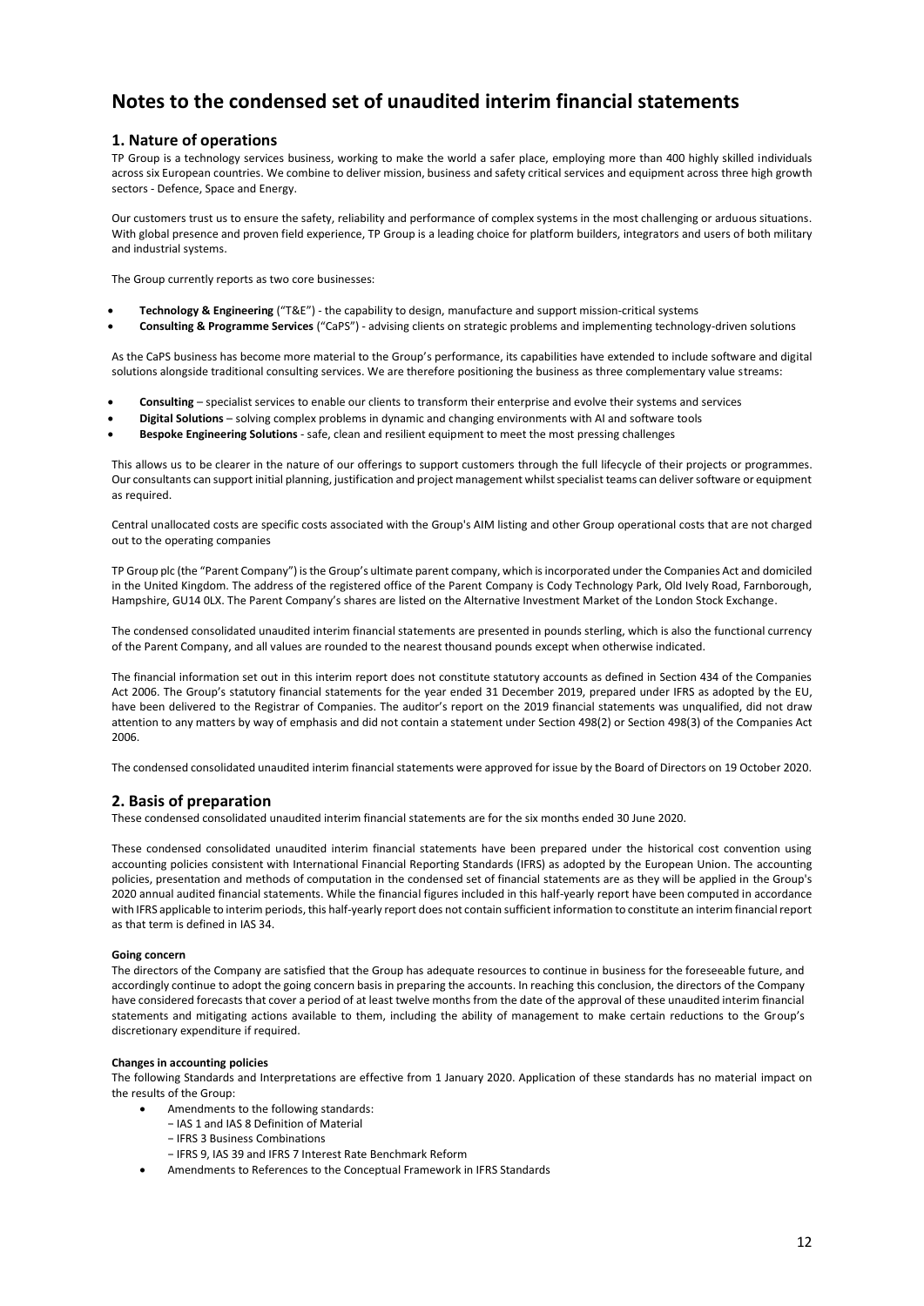# Notes to the condensed set of unaudited interim financial statements

## 1. Nature of operations

TP Group is a technology services business, working to make the world a safer place, employing more than 400 highly skilled individuals across six European countries. We combine to deliver mission, business and safety critical services and equipment across three high growth sectors - Defence, Space and Energy.

Our customers trust us to ensure the safety, reliability and performance of complex systems in the most challenging or arduous situations. With global presence and proven field experience, TP Group is a leading choice for platform builders, integrators and users of both military and industrial systems.

The Group currently reports as two core businesses:

- **Technology & Engineering** ("T&E") - the capability to design, manufacture and support mission-critical systems
- **Consulting & Programme Services** ("CaPS") - advising clients on strategic problems and implementing technology-driven solutions

As the CaPS business has become more material to the Group's performance, its capabilities have extended to include software and digital solutions alongside traditional consulting services. We are therefore positioning the business as three complementary value streams:

- **Consulting** – specialist services to enable our clients to transform their enterprise and evolve their systems and services
- **Digital Solutions** – solving complex problems in dynamic and changing environments with AI and software tools
- **Bespoke Engineering Solutions** - safe, clean and resilient equipment to meet the most pressing challenges

This allows us to be clearer in the nature of our offerings to support customers through the full lifecycle of their projects or programmes. Our consultants can support initial planning, justification and project management whilst specialist teams can deliver software or equipment as required.

Central unallocated costs are specific costs associated with the Group's AIM listing and other Group operational costs that are not charged out to the operating companies

TP Group plc (the "Parent Company") is the Group's ultimate parent company, which is incorporated under the Companies Act and domiciled in the United Kingdom. The address of the registered office of the Parent Company is Cody Technology Park, Old Ively Road, Farnborough, Hampshire, GU14 0LX. The Parent Company's shares are listed on the Alternative Investment Market of the London Stock Exchange.

The condensed consolidated unaudited interim financial statements are presented in pounds sterling, which is also the functional currency of the Parent Company, and all values are rounded to the nearest thousand pounds except when otherwise indicated.

The financial information set out in this interim report does not constitute statutory accounts as defined in Section 434 of the Companies Act 2006. The Group's statutory financial statements for the year ended 31 December 2019, prepared under IFRS as adopted by the EU, have been delivered to the Registrar of Companies. The auditor's report on the 2019 financial statements was unqualified, did not draw attention to any matters by way of emphasis and did not contain a statement under Section 498(2) or Section 498(3) of the Companies Act 2006.

The condensed consolidated unaudited interim financial statements were approved for issue by the Board of Directors on 19 October 2020.

## 2. Basis of preparation

These condensed consolidated unaudited interim financial statements are for the six months ended 30 June 2020.

These condensed consolidated unaudited interim financial statements have been prepared under the historical cost convention using accounting policies consistent with International Financial Reporting Standards (IFRS) as adopted by the European Union. The accounting policies, presentation and methods of computation in the condensed set of financial statements are as they will be applied in the Group's 2020 annual audited financial statements. While the financial figures included in this half-yearly report have been computed in accordance with IFRS applicable to interim periods, this half-yearly report does not contain sufficient information to constitute an interim financial report as that term is defined in IAS 34.

**Going concern**

The directors of the Company are satisfied that the Group has adequate resources to continue in business for the foreseeable future, and accordingly continue to adopt the going concern basis in preparing the accounts. In reaching this conclusion, the directors of the Company have considered forecasts that cover a period of at least twelve months from the date of the approval of these unaudited interim financial statements and mitigating actions available to them, including the ability of management to make certain reductions to the Group's discretionary expenditure if required.

**Changes in accounting policies**

The following Standards and Interpretations are effective from 1 January 2020. Application of these standards has no material impact on the results of the Group:

- Amendments to the following standards:
  - IAS 1 and IAS 8 Definition of Material
  - IFRS 3 Business Combinations
  - IFRS 9, IAS 39 and IFRS 7 Interest Rate Benchmark Reform
- Amendments to References to the Conceptual Framework in IFRS Standards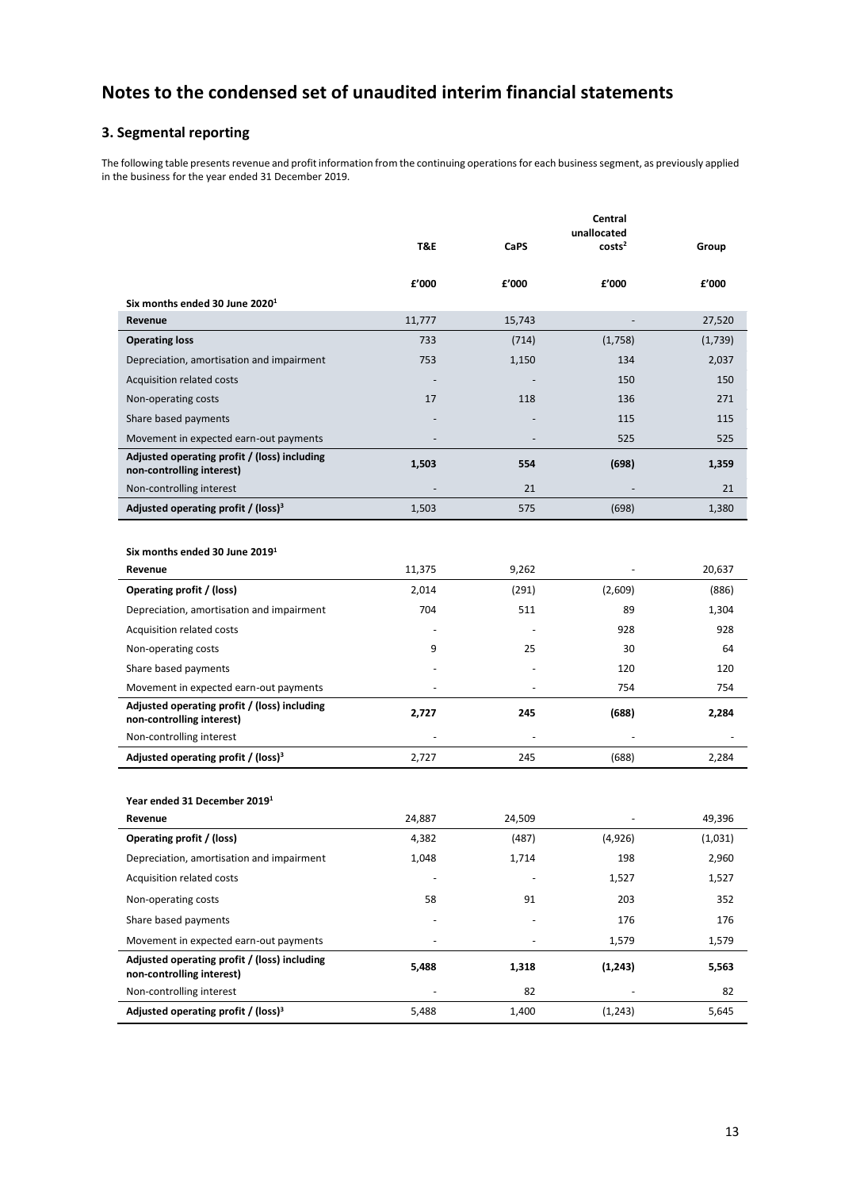# Notes to the condensed set of unaudited interim financial statements

## 3. Segmental reporting

The following table presents revenue and profit information from the continuing operations for each business segment, as previously applied in the business for the year ended 31 December 2019.

| | T&E | CaPS | Central unallocated costs[2] | Group |
|---|---|---|---|---|
| | £'000 | £'000 | £'000 | £'000 |
| **Six months ended 30 June 2020[1]** | | | | |
| **Revenue** | 11,777 | 15,743 | - | 27,520 |
| **Operating loss** | 733 | (714) | (1,758) | (1,739) |
| Depreciation, amortisation and impairment | 753 | 1,150 | 134 | 2,037 |
| Acquisition related costs | - | - | 150 | 150 |
| Non-operating costs | 17 | 118 | 136 | 271 |
| Share based payments | - | - | 115 | 115 |
| Movement in expected earn-out payments | - | - | 525 | 525 |
| **Adjusted operating profit / (loss) including non-controlling interest)** | **1,503** | **554** | **(698)** | **1,359** |
| Non-controlling interest | - | 21 | - | 21 |
| **Adjusted operating profit / (loss)[3]** | 1,503 | 575 | (698) | 1,380 |
| | | | | |
| **Six months ended 30 June 2019[1]** | | | | |
| **Revenue** | 11,375 | 9,262 | - | 20,637 |
| **Operating profit / (loss)** | 2,014 | (291) | (2,609) | (886) |
| Depreciation, amortisation and impairment | 704 | 511 | 89 | 1,304 |
| Acquisition related costs | - | - | 928 | 928 |
| Non-operating costs | 9 | 25 | 30 | 64 |
| Share based payments | - | - | 120 | 120 |
| Movement in expected earn-out payments | - | - | 754 | 754 |
| **Adjusted operating profit / (loss) including non-controlling interest)** | **2,727** | **245** | **(688)** | **2,284** |
| Non-controlling interest | - | - | - | - |
| **Adjusted operating profit / (loss)[3]** | 2,727 | 245 | (688) | 2,284 |
| | | | | |
| **Year ended 31 December 2019[1]** | | | | |
| **Revenue** | 24,887 | 24,509 | - | 49,396 |
| **Operating profit / (loss)** | 4,382 | (487) | (4,926) | (1,031) |
| Depreciation, amortisation and impairment | 1,048 | 1,714 | 198 | 2,960 |
| Acquisition related costs | - | - | 1,527 | 1,527 |
| Non-operating costs | 58 | 91 | 203 | 352 |
| Share based payments | - | - | 176 | 176 |
| Movement in expected earn-out payments | - | - | 1,579 | 1,579 |
| **Adjusted operating profit / (loss) including non-controlling interest)** | **5,488** | **1,318** | **(1,243)** | **5,563** |
| Non-controlling interest | - | 82 | - | 82 |
| **Adjusted operating profit / (loss)[3]** | 5,488 | 1,400 | (1,243) | 5,645 |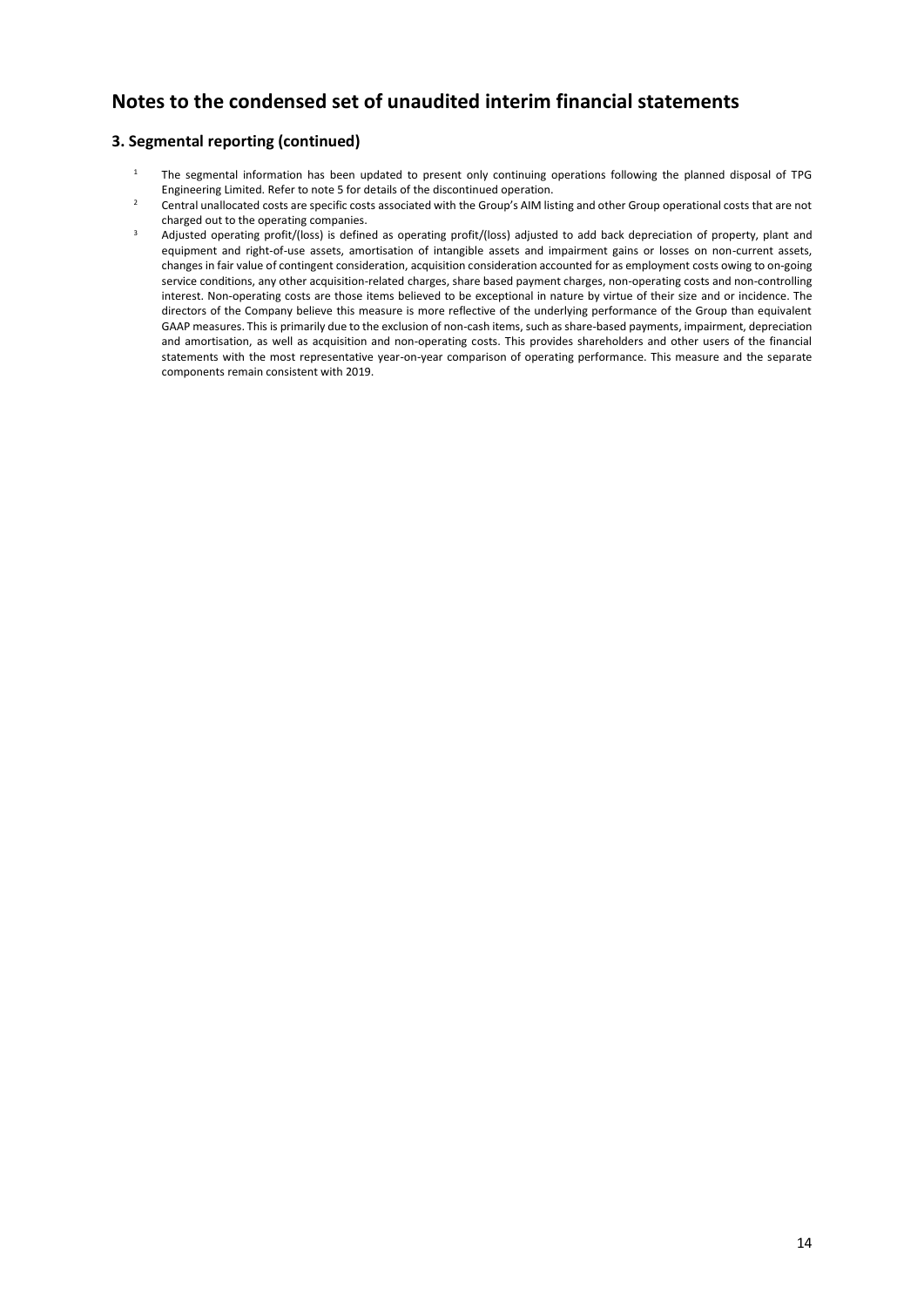# Notes to the condensed set of unaudited interim financial statements

## 3. Segmental reporting (continued)

[1] The segmental information has been updated to present only continuing operations following the planned disposal of TPG Engineering Limited. Refer to note 5 for details of the discontinued operation.

[2] Central unallocated costs are specific costs associated with the Group's AIM listing and other Group operational costs that are not charged out to the operating companies.

[3] Adjusted operating profit/(loss) is defined as operating profit/(loss) adjusted to add back depreciation of property, plant and equipment and right-of-use assets, amortisation of intangible assets and impairment gains or losses on non-current assets, changes in fair value of contingent consideration, acquisition consideration accounted for as employment costs owing to on-going service conditions, any other acquisition-related charges, share based payment charges, non-operating costs and non-controlling interest. Non-operating costs are those items believed to be exceptional in nature by virtue of their size and or incidence. The directors of the Company believe this measure is more reflective of the underlying performance of the Group than equivalent GAAP measures. This is primarily due to the exclusion of non-cash items, such as share-based payments, impairment, depreciation and amortisation, as well as acquisition and non-operating costs. This provides shareholders and other users of the financial statements with the most representative year-on-year comparison of operating performance. This measure and the separate components remain consistent with 2019.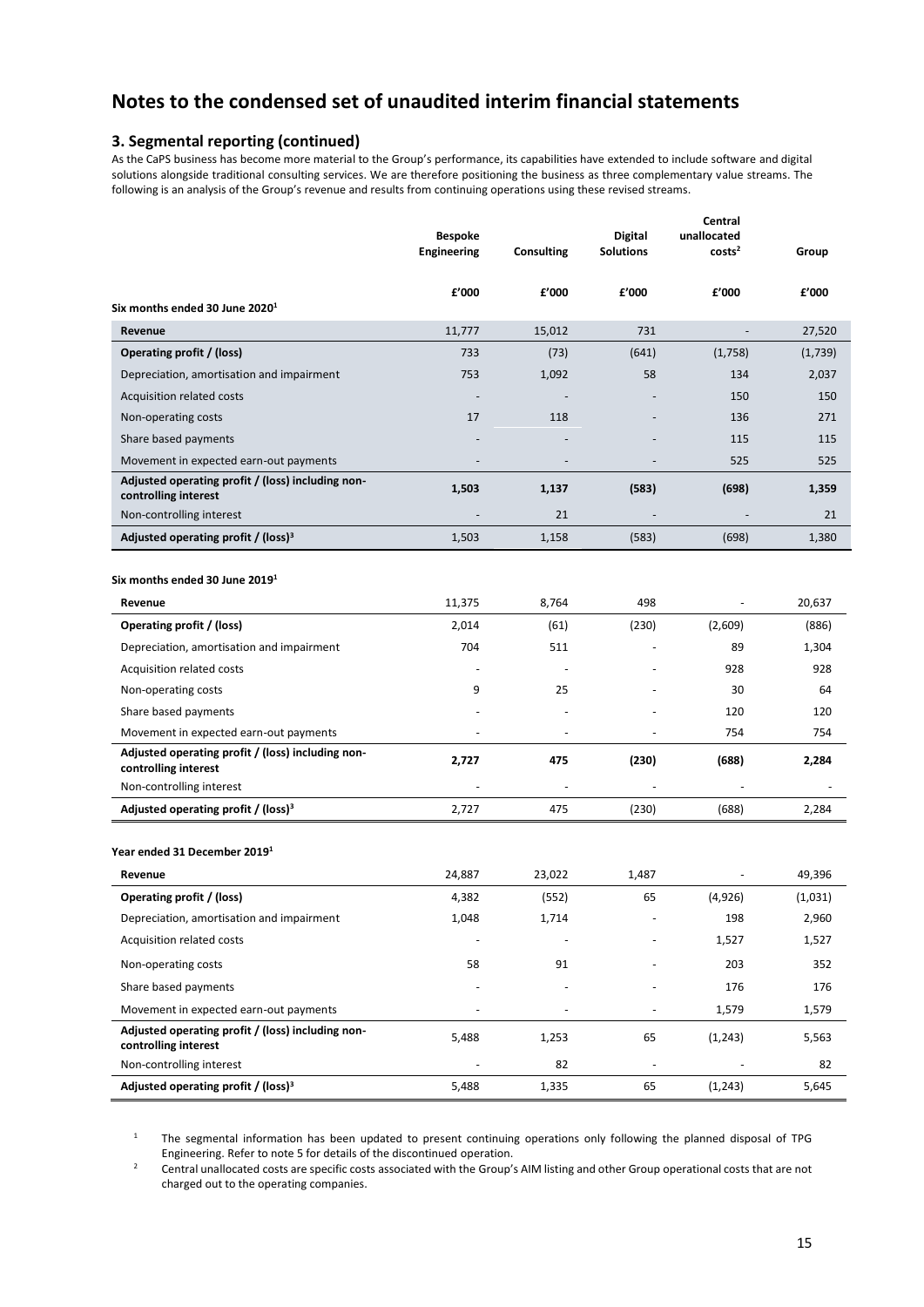# Notes to the condensed set of unaudited interim financial statements

## 3. Segmental reporting (continued)

As the CaPS business has become more material to the Group's performance, its capabilities have extended to include software and digital solutions alongside traditional consulting services. We are therefore positioning the business as three complementary value streams. The following is an analysis of the Group's revenue and results from continuing operations using these revised streams.

| | Bespoke Engineering | Consulting | Digital Solutions | Central unallocated costs[2] | Group |
|---|---|---|---|---|---|
| | £'000 | £'000 | £'000 | £'000 | £'000 |
| **Six months ended 30 June 2020[1]** | | | | | |
| **Revenue** | 11,777 | 15,012 | 731 | - | 27,520 |
| **Operating profit / (loss)** | 733 | (73) | (641) | (1,758) | (1,739) |
| Depreciation, amortisation and impairment | 753 | 1,092 | 58 | 134 | 2,037 |
| Acquisition related costs | - | - | - | 150 | 150 |
| Non-operating costs | 17 | 118 | - | 136 | 271 |
| Share based payments | - | - | - | 115 | 115 |
| Movement in expected earn-out payments | - | - | - | 525 | 525 |
| **Adjusted operating profit / (loss) including non-controlling interest** | **1,503** | **1,137** | **(583)** | **(698)** | **1,359** |
| Non-controlling interest | - | 21 | - | - | 21 |
| **Adjusted operating profit / (loss)[3]** | 1,503 | 1,158 | (583) | (698) | 1,380 |
| **Six months ended 30 June 2019[1]** | | | | | |
| **Revenue** | 11,375 | 8,764 | 498 | - | 20,637 |
| **Operating profit / (loss)** | 2,014 | (61) | (230) | (2,609) | (886) |
| Depreciation, amortisation and impairment | 704 | 511 | - | 89 | 1,304 |
| Acquisition related costs | - | - | - | 928 | 928 |
| Non-operating costs | 9 | 25 | - | 30 | 64 |
| Share based payments | - | - | - | 120 | 120 |
| Movement in expected earn-out payments | - | - | - | 754 | 754 |
| **Adjusted operating profit / (loss) including non-controlling interest** | **2,727** | **475** | **(230)** | **(688)** | **2,284** |
| Non-controlling interest | - | - | - | - | - |
| **Adjusted operating profit / (loss)[3]** | 2,727 | 475 | (230) | (688) | 2,284 |
| **Year ended 31 December 2019[1]** | | | | | |
| **Revenue** | 24,887 | 23,022 | 1,487 | - | 49,396 |
| **Operating profit / (loss)** | 4,382 | (552) | 65 | (4,926) | (1,031) |
| Depreciation, amortisation and impairment | 1,048 | 1,714 | - | 198 | 2,960 |
| Acquisition related costs | - | - | - | 1,527 | 1,527 |
| Non-operating costs | 58 | 91 | - | 203 | 352 |
| Share based payments | - | - | - | 176 | 176 |
| Movement in expected earn-out payments | - | - | - | 1,579 | 1,579 |
| **Adjusted operating profit / (loss) including non-controlling interest** | 5,488 | 1,253 | 65 | (1,243) | 5,563 |
| Non-controlling interest | - | 82 | - | - | 82 |
| **Adjusted operating profit / (loss)[3]** | 5,488 | 1,335 | 65 | (1,243) | 5,645 |

[1] The segmental information has been updated to present continuing operations only following the planned disposal of TPG Engineering. Refer to note 5 for details of the discontinued operation.

[2] Central unallocated costs are specific costs associated with the Group's AIM listing and other Group operational costs that are not charged out to the operating companies.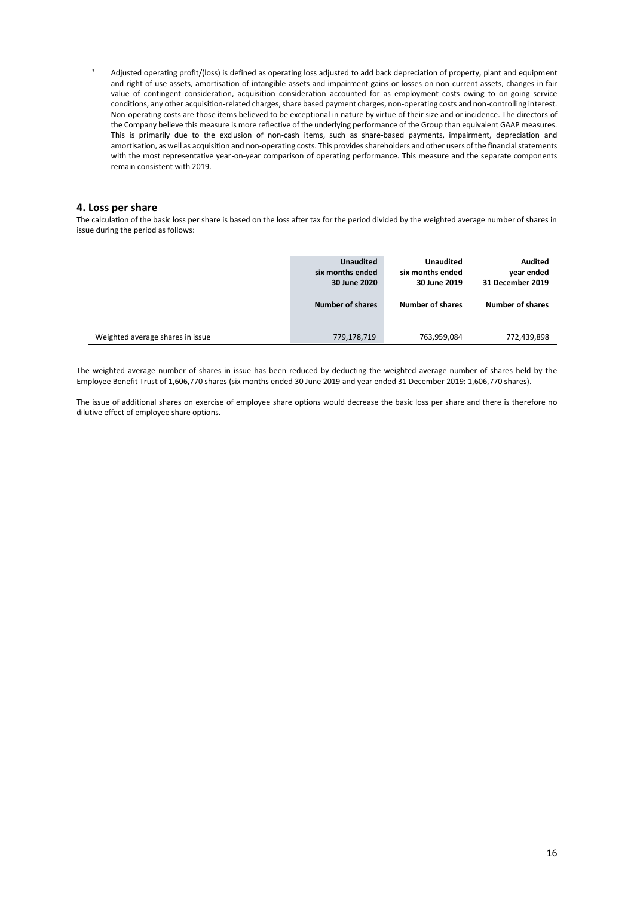[3] Adjusted operating profit/(loss) is defined as operating loss adjusted to add back depreciation of property, plant and equipment and right-of-use assets, amortisation of intangible assets and impairment gains or losses on non-current assets, changes in fair value of contingent consideration, acquisition consideration accounted for as employment costs owing to on-going service conditions, any other acquisition-related charges, share based payment charges, non-operating costs and non-controlling interest. Non-operating costs are those items believed to be exceptional in nature by virtue of their size and or incidence. The directors of the Company believe this measure is more reflective of the underlying performance of the Group than equivalent GAAP measures. This is primarily due to the exclusion of non-cash items, such as share-based payments, impairment, depreciation and amortisation, as well as acquisition and non-operating costs. This provides shareholders and other users of the financial statements with the most representative year-on-year comparison of operating performance. This measure and the separate components remain consistent with 2019.

## 4. Loss per share

The calculation of the basic loss per share is based on the loss after tax for the period divided by the weighted average number of shares in issue during the period as follows:

| | **Unaudited six months ended 30 June 2020** | **Unaudited six months ended 30 June 2019** | **Audited year ended 31 December 2019** |
|---|---|---|---|
| | **Number of shares** | **Number of shares** | **Number of shares** |
| Weighted average shares in issue | 779,178,719 | 763,959,084 | 772,439,898 |

The weighted average number of shares in issue has been reduced by deducting the weighted average number of shares held by the Employee Benefit Trust of 1,606,770 shares (six months ended 30 June 2019 and year ended 31 December 2019: 1,606,770 shares).

The issue of additional shares on exercise of employee share options would decrease the basic loss per share and there is therefore no dilutive effect of employee share options.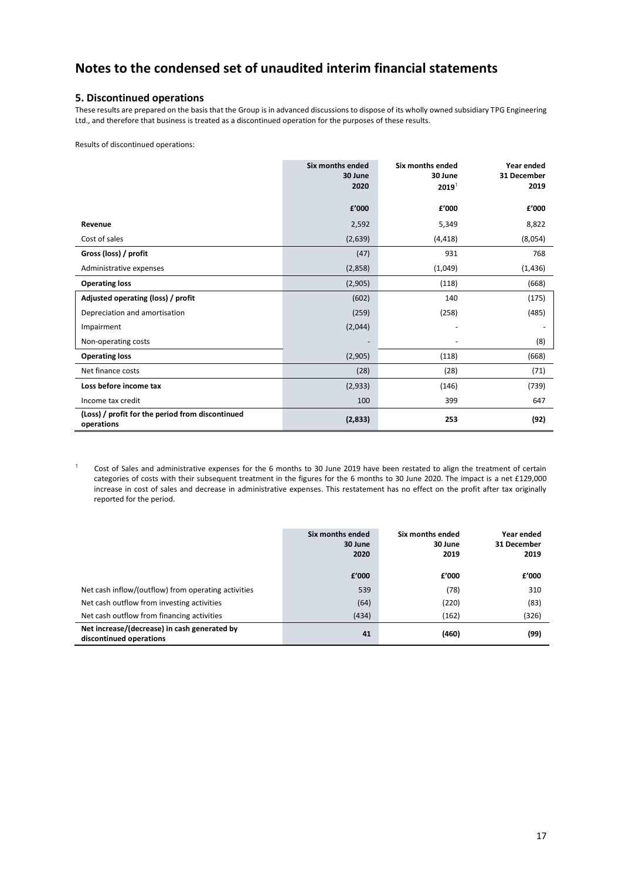# Notes to the condensed set of unaudited interim financial statements

## 5. Discontinued operations

These results are prepared on the basis that the Group is in advanced discussions to dispose of its wholly owned subsidiary TPG Engineering Ltd., and therefore that business is treated as a discontinued operation for the purposes of these results.

Results of discontinued operations:

| | Six months ended 30 June 2020 | Six months ended 30 June 2019[1] | Year ended 31 December 2019 |
|---|---|---|---|
| | £'000 | £'000 | £'000 |
| **Revenue** | 2,592 | 5,349 | 8,822 |
| Cost of sales | (2,639) | (4,418) | (8,054) |
| **Gross (loss) / profit** | (47) | 931 | 768 |
| Administrative expenses | (2,858) | (1,049) | (1,436) |
| **Operating loss** | (2,905) | (118) | (668) |
| **Adjusted operating (loss) / profit** | (602) | 140 | (175) |
| Depreciation and amortisation | (259) | (258) | (485) |
| Impairment | (2,044) | - | - |
| Non-operating costs | - | - | (8) |
| **Operating loss** | (2,905) | (118) | (668) |
| Net finance costs | (28) | (28) | (71) |
| **Loss before income tax** | (2,933) | (146) | (739) |
| Income tax credit | 100 | 399 | 647 |
| **(Loss) / profit for the period from discontinued operations** | **(2,833)** | **253** | **(92)** |

[1] Cost of Sales and administrative expenses for the 6 months to 30 June 2019 have been restated to align the treatment of certain categories of costs with their subsequent treatment in the figures for the 6 months to 30 June 2020. The impact is a net £129,000 increase in cost of sales and decrease in administrative expenses. This restatement has no effect on the profit after tax originally reported for the period.

| | Six months ended 30 June 2020 | Six months ended 30 June 2019 | Year ended 31 December 2019 |
|---|---|---|---|
| | £'000 | £'000 | £'000 |
| Net cash inflow/(outflow) from operating activities | 539 | (78) | 310 |
| Net cash outflow from investing activities | (64) | (220) | (83) |
| Net cash outflow from financing activities | (434) | (162) | (326) |
| **Net increase/(decrease) in cash generated by discontinued operations** | **41** | **(460)** | **(99)** |